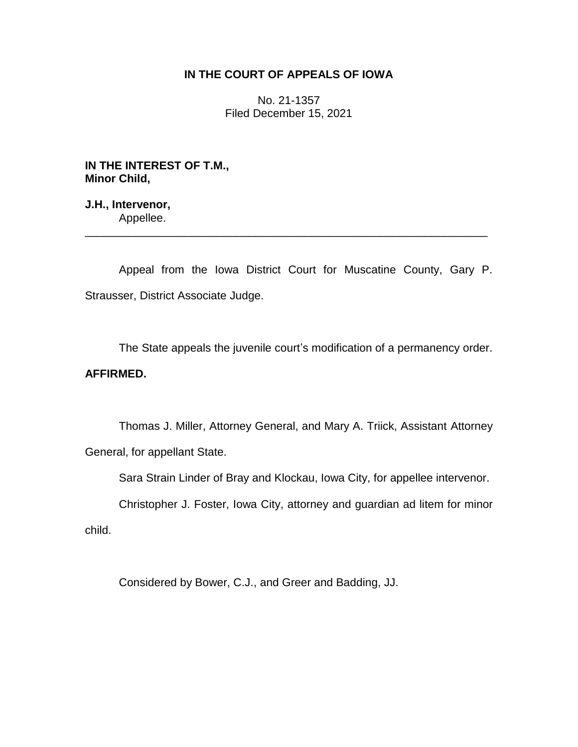**IN THE COURT OF APPEALS OF IOWA**

No. 21-1357
Filed December 15, 2021

**IN THE INTEREST OF T.M., Minor Child,**

**J.H., Intervenor,**
Appellee.

---

Appeal from the Iowa District Court for Muscatine County, Gary P. Strausser, District Associate Judge.

The State appeals the juvenile court's modification of a permanency order.

**AFFIRMED.**

Thomas J. Miller, Attorney General, and Mary A. Triick, Assistant Attorney General, for appellant State.

Sara Strain Linder of Bray and Klockau, Iowa City, for appellee intervenor.

Christopher J. Foster, Iowa City, attorney and guardian ad litem for minor child.

Considered by Bower, C.J., and Greer and Badding, JJ.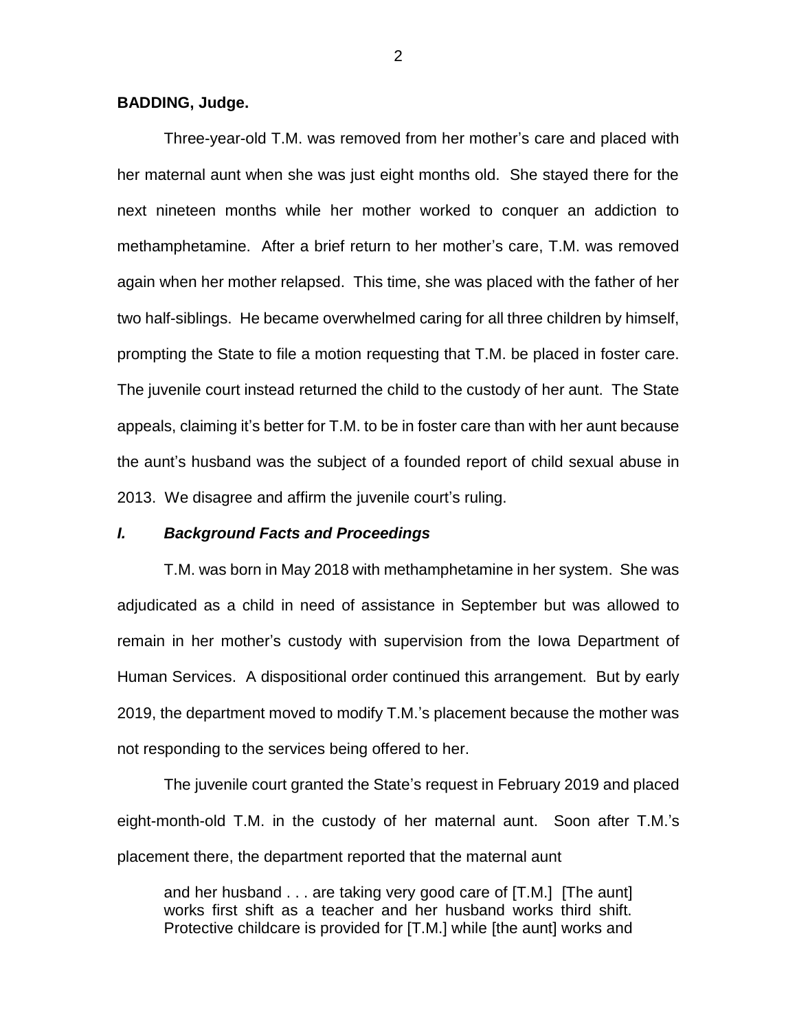**BADDING, Judge.**

Three-year-old T.M. was removed from her mother's care and placed with her maternal aunt when she was just eight months old. She stayed there for the next nineteen months while her mother worked to conquer an addiction to methamphetamine. After a brief return to her mother's care, T.M. was removed again when her mother relapsed. This time, she was placed with the father of her two half-siblings. He became overwhelmed caring for all three children by himself, prompting the State to file a motion requesting that T.M. be placed in foster care. The juvenile court instead returned the child to the custody of her aunt. The State appeals, claiming it's better for T.M. to be in foster care than with her aunt because the aunt's husband was the subject of a founded report of child sexual abuse in 2013. We disagree and affirm the juvenile court's ruling.

## *I. Background Facts and Proceedings*

T.M. was born in May 2018 with methamphetamine in her system. She was adjudicated as a child in need of assistance in September but was allowed to remain in her mother's custody with supervision from the Iowa Department of Human Services. A dispositional order continued this arrangement. But by early 2019, the department moved to modify T.M.'s placement because the mother was not responding to the services being offered to her.

The juvenile court granted the State's request in February 2019 and placed eight-month-old T.M. in the custody of her maternal aunt. Soon after T.M.'s placement there, the department reported that the maternal aunt

> and her husband . . . are taking very good care of [T.M.] [The aunt] works first shift as a teacher and her husband works third shift. Protective childcare is provided for [T.M.] while [the aunt] works and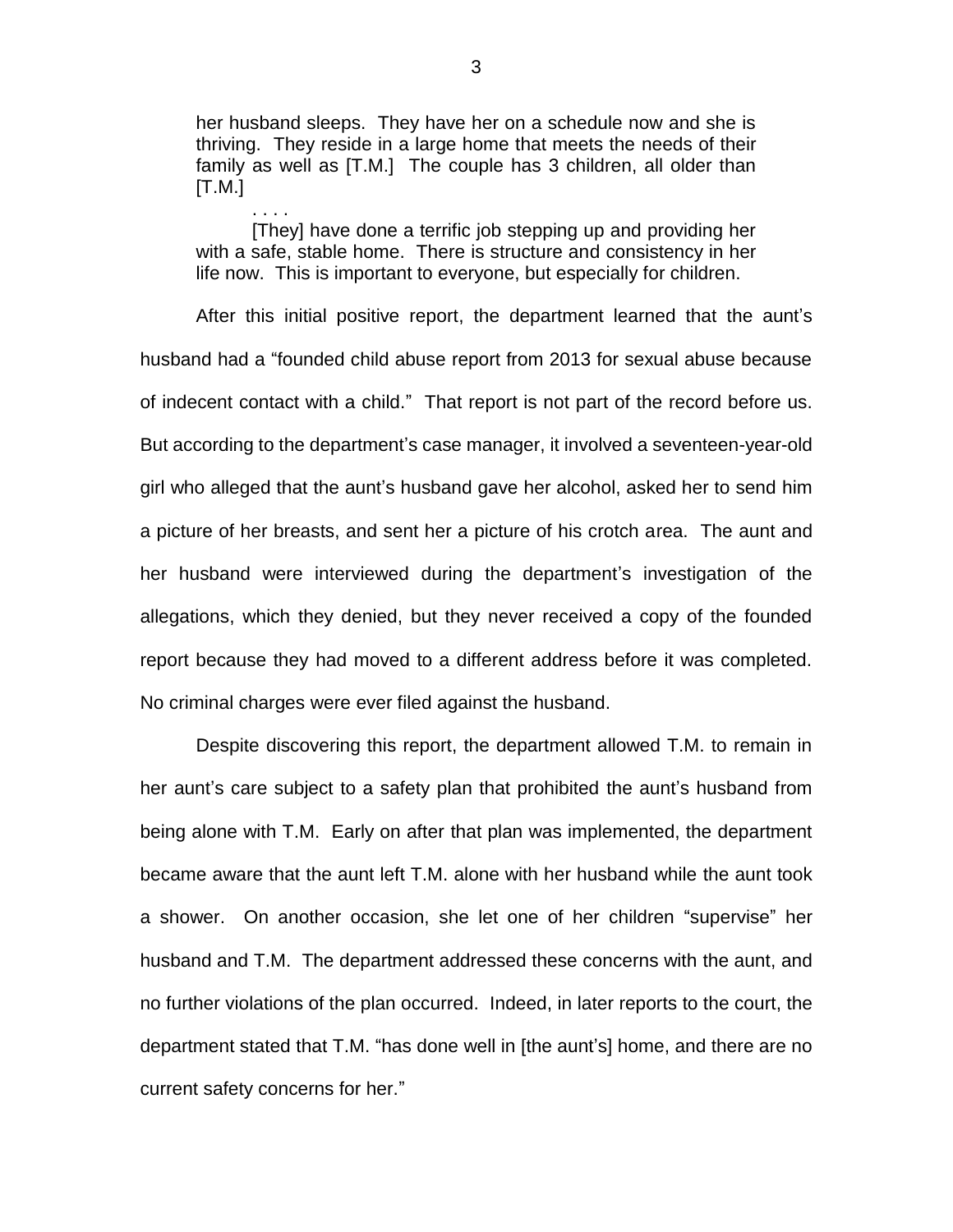> her husband sleeps. They have her on a schedule now and she is thriving. They reside in a large home that meets the needs of their family as well as [T.M.] The couple has 3 children, all older than [T.M.]
>
> . . . .
>
> [They] have done a terrific job stepping up and providing her with a safe, stable home. There is structure and consistency in her life now. This is important to everyone, but especially for children.

After this initial positive report, the department learned that the aunt's husband had a "founded child abuse report from 2013 for sexual abuse because of indecent contact with a child." That report is not part of the record before us. But according to the department's case manager, it involved a seventeen-year-old girl who alleged that the aunt's husband gave her alcohol, asked her to send him a picture of her breasts, and sent her a picture of his crotch area. The aunt and her husband were interviewed during the department's investigation of the allegations, which they denied, but they never received a copy of the founded report because they had moved to a different address before it was completed. No criminal charges were ever filed against the husband.

Despite discovering this report, the department allowed T.M. to remain in her aunt's care subject to a safety plan that prohibited the aunt's husband from being alone with T.M. Early on after that plan was implemented, the department became aware that the aunt left T.M. alone with her husband while the aunt took a shower. On another occasion, she let one of her children "supervise" her husband and T.M. The department addressed these concerns with the aunt, and no further violations of the plan occurred. Indeed, in later reports to the court, the department stated that T.M. "has done well in [the aunt's] home, and there are no current safety concerns for her."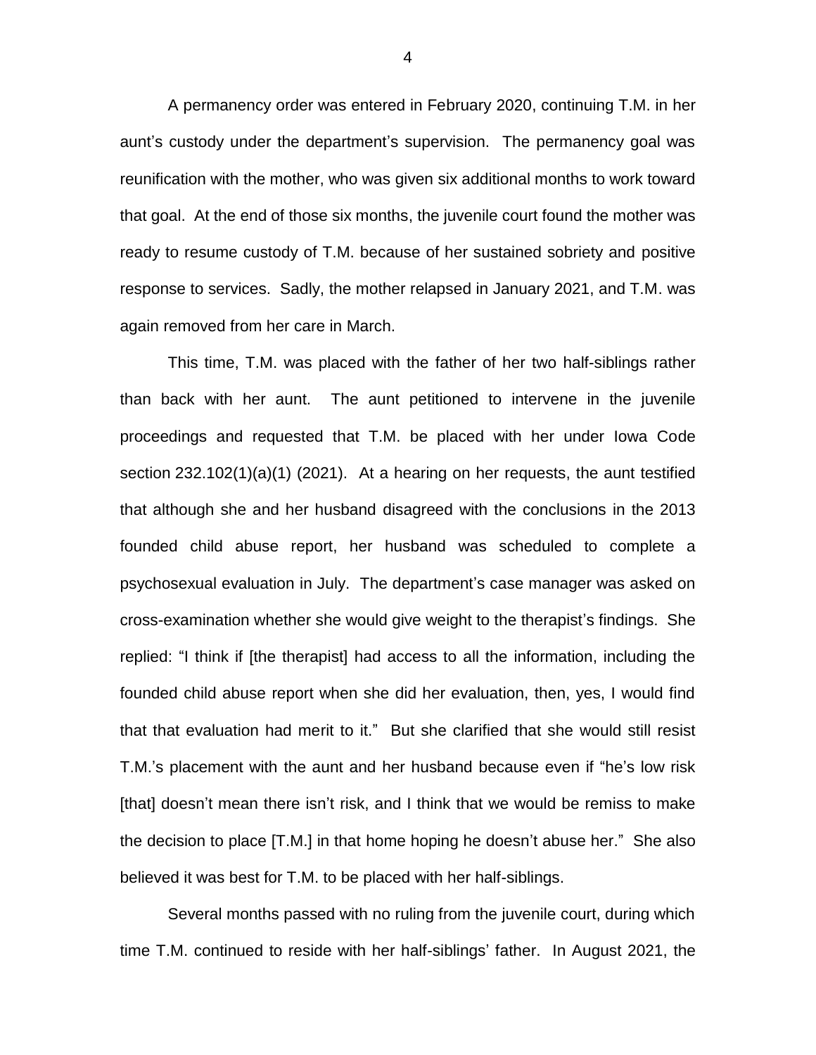A permanency order was entered in February 2020, continuing T.M. in her aunt's custody under the department's supervision. The permanency goal was reunification with the mother, who was given six additional months to work toward that goal. At the end of those six months, the juvenile court found the mother was ready to resume custody of T.M. because of her sustained sobriety and positive response to services. Sadly, the mother relapsed in January 2021, and T.M. was again removed from her care in March.

This time, T.M. was placed with the father of her two half-siblings rather than back with her aunt. The aunt petitioned to intervene in the juvenile proceedings and requested that T.M. be placed with her under Iowa Code section 232.102(1)(a)(1) (2021). At a hearing on her requests, the aunt testified that although she and her husband disagreed with the conclusions in the 2013 founded child abuse report, her husband was scheduled to complete a psychosexual evaluation in July. The department's case manager was asked on cross-examination whether she would give weight to the therapist's findings. She replied: "I think if [the therapist] had access to all the information, including the founded child abuse report when she did her evaluation, then, yes, I would find that that evaluation had merit to it." But she clarified that she would still resist T.M.'s placement with the aunt and her husband because even if "he's low risk [that] doesn't mean there isn't risk, and I think that we would be remiss to make the decision to place [T.M.] in that home hoping he doesn't abuse her." She also believed it was best for T.M. to be placed with her half-siblings.

Several months passed with no ruling from the juvenile court, during which time T.M. continued to reside with her half-siblings' father. In August 2021, the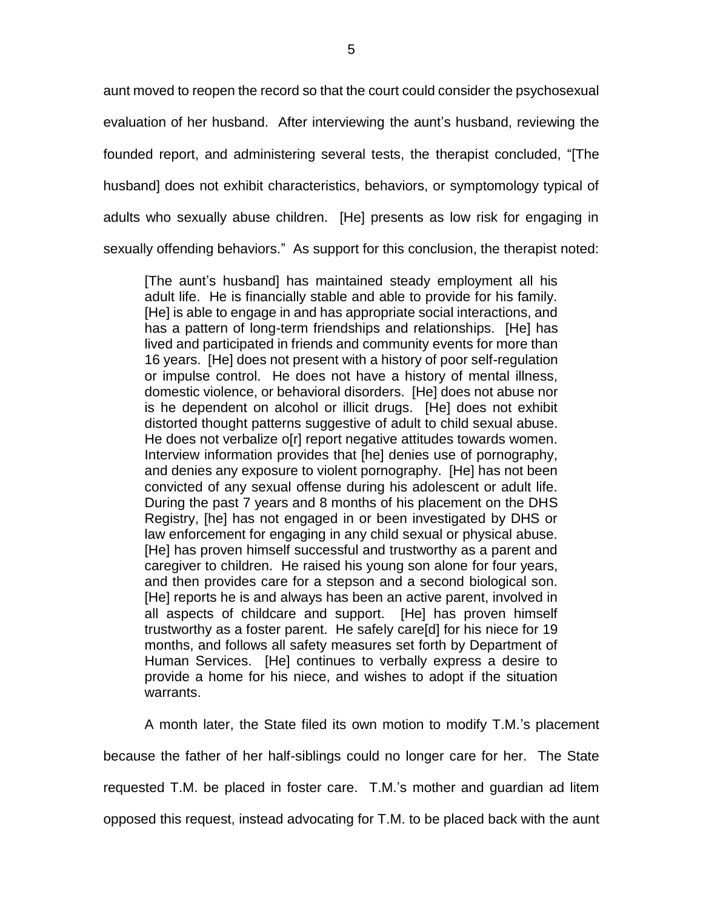aunt moved to reopen the record so that the court could consider the psychosexual evaluation of her husband. After interviewing the aunt's husband, reviewing the founded report, and administering several tests, the therapist concluded, "[The husband] does not exhibit characteristics, behaviors, or symptomology typical of adults who sexually abuse children. [He] presents as low risk for engaging in sexually offending behaviors." As support for this conclusion, the therapist noted:

> [The aunt's husband] has maintained steady employment all his adult life. He is financially stable and able to provide for his family. [He] is able to engage in and has appropriate social interactions, and has a pattern of long-term friendships and relationships. [He] has lived and participated in friends and community events for more than 16 years. [He] does not present with a history of poor self-regulation or impulse control. He does not have a history of mental illness, domestic violence, or behavioral disorders. [He] does not abuse nor is he dependent on alcohol or illicit drugs. [He] does not exhibit distorted thought patterns suggestive of adult to child sexual abuse. He does not verbalize o[r] report negative attitudes towards women. Interview information provides that [he] denies use of pornography, and denies any exposure to violent pornography. [He] has not been convicted of any sexual offense during his adolescent or adult life. During the past 7 years and 8 months of his placement on the DHS Registry, [he] has not engaged in or been investigated by DHS or law enforcement for engaging in any child sexual or physical abuse. [He] has proven himself successful and trustworthy as a parent and caregiver to children. He raised his young son alone for four years, and then provides care for a stepson and a second biological son. [He] reports he is and always has been an active parent, involved in all aspects of childcare and support. [He] has proven himself trustworthy as a foster parent. He safely care[d] for his niece for 19 months, and follows all safety measures set forth by Department of Human Services. [He] continues to verbally express a desire to provide a home for his niece, and wishes to adopt if the situation warrants.

A month later, the State filed its own motion to modify T.M.'s placement because the father of her half-siblings could no longer care for her. The State requested T.M. be placed in foster care. T.M.'s mother and guardian ad litem opposed this request, instead advocating for T.M. to be placed back with the aunt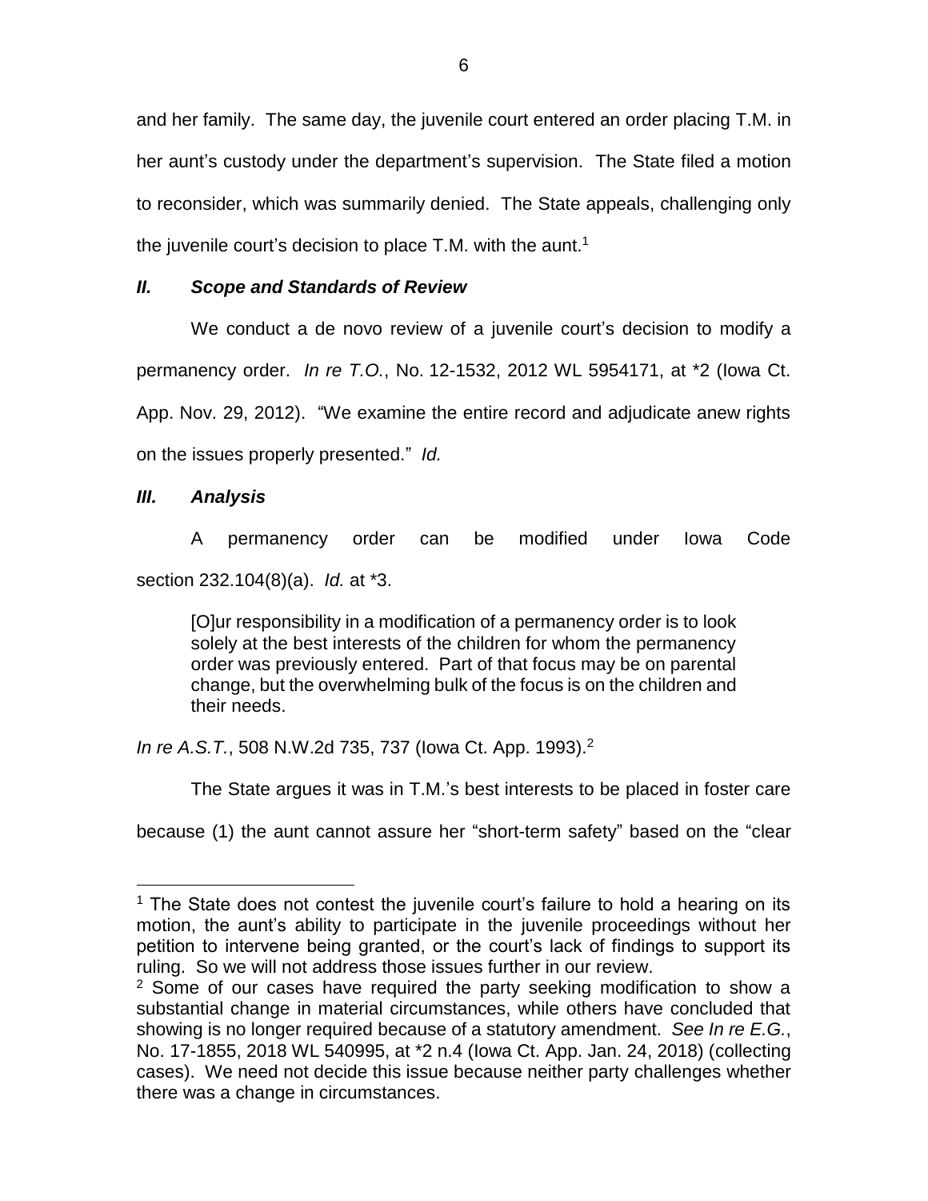and her family. The same day, the juvenile court entered an order placing T.M. in her aunt's custody under the department's supervision. The State filed a motion to reconsider, which was summarily denied. The State appeals, challenging only the juvenile court's decision to place T.M. with the aunt.[1]

## *II. Scope and Standards of Review*

We conduct a de novo review of a juvenile court's decision to modify a permanency order. *In re T.O.*, No. 12-1532, 2012 WL 5954171, at *2 (Iowa Ct. App. Nov. 29, 2012). "We examine the entire record and adjudicate anew rights on the issues properly presented." *Id.*

## *III. Analysis*

A permanency order can be modified under Iowa Code section 232.104(8)(a). *Id.* at *3.

> [O]ur responsibility in a modification of a permanency order is to look solely at the best interests of the children for whom the permanency order was previously entered. Part of that focus may be on parental change, but the overwhelming bulk of the focus is on the children and their needs.

*In re A.S.T.*, 508 N.W.2d 735, 737 (Iowa Ct. App. 1993).[2]

The State argues it was in T.M.'s best interests to be placed in foster care because (1) the aunt cannot assure her "short-term safety" based on the "clear

---

[1] The State does not contest the juvenile court's failure to hold a hearing on its motion, the aunt's ability to participate in the juvenile proceedings without her petition to intervene being granted, or the court's lack of findings to support its ruling. So we will not address those issues further in our review.

[2] Some of our cases have required the party seeking modification to show a substantial change in material circumstances, while others have concluded that showing is no longer required because of a statutory amendment. *See In re E.G.*, No. 17-1855, 2018 WL 540995, at *2 n.4 (Iowa Ct. App. Jan. 24, 2018) (collecting cases). We need not decide this issue because neither party challenges whether there was a change in circumstances.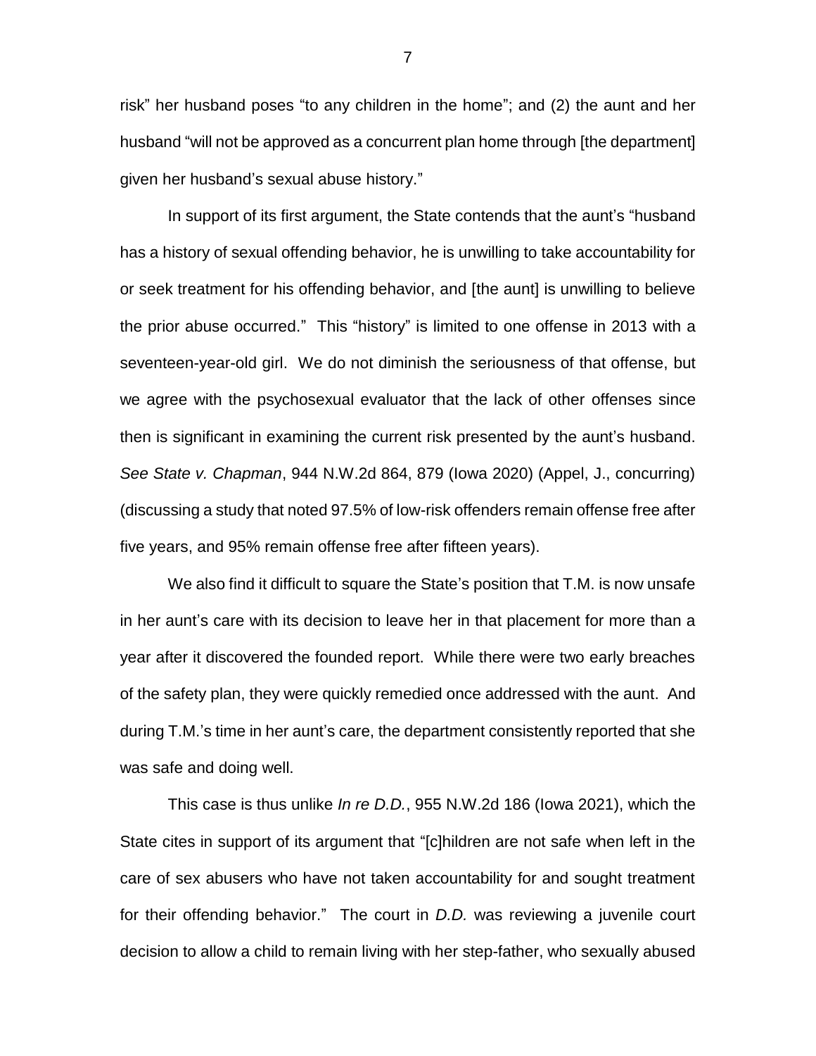risk" her husband poses "to any children in the home"; and (2) the aunt and her husband "will not be approved as a concurrent plan home through [the department] given her husband's sexual abuse history."

In support of its first argument, the State contends that the aunt's "husband has a history of sexual offending behavior, he is unwilling to take accountability for or seek treatment for his offending behavior, and [the aunt] is unwilling to believe the prior abuse occurred." This "history" is limited to one offense in 2013 with a seventeen-year-old girl. We do not diminish the seriousness of that offense, but we agree with the psychosexual evaluator that the lack of other offenses since then is significant in examining the current risk presented by the aunt's husband. *See State v. Chapman*, 944 N.W.2d 864, 879 (Iowa 2020) (Appel, J., concurring) (discussing a study that noted 97.5% of low-risk offenders remain offense free after five years, and 95% remain offense free after fifteen years).

We also find it difficult to square the State's position that T.M. is now unsafe in her aunt's care with its decision to leave her in that placement for more than a year after it discovered the founded report. While there were two early breaches of the safety plan, they were quickly remedied once addressed with the aunt. And during T.M.'s time in her aunt's care, the department consistently reported that she was safe and doing well.

This case is thus unlike *In re D.D.*, 955 N.W.2d 186 (Iowa 2021), which the State cites in support of its argument that "[c]hildren are not safe when left in the care of sex abusers who have not taken accountability for and sought treatment for their offending behavior." The court in *D.D.* was reviewing a juvenile court decision to allow a child to remain living with her step-father, who sexually abused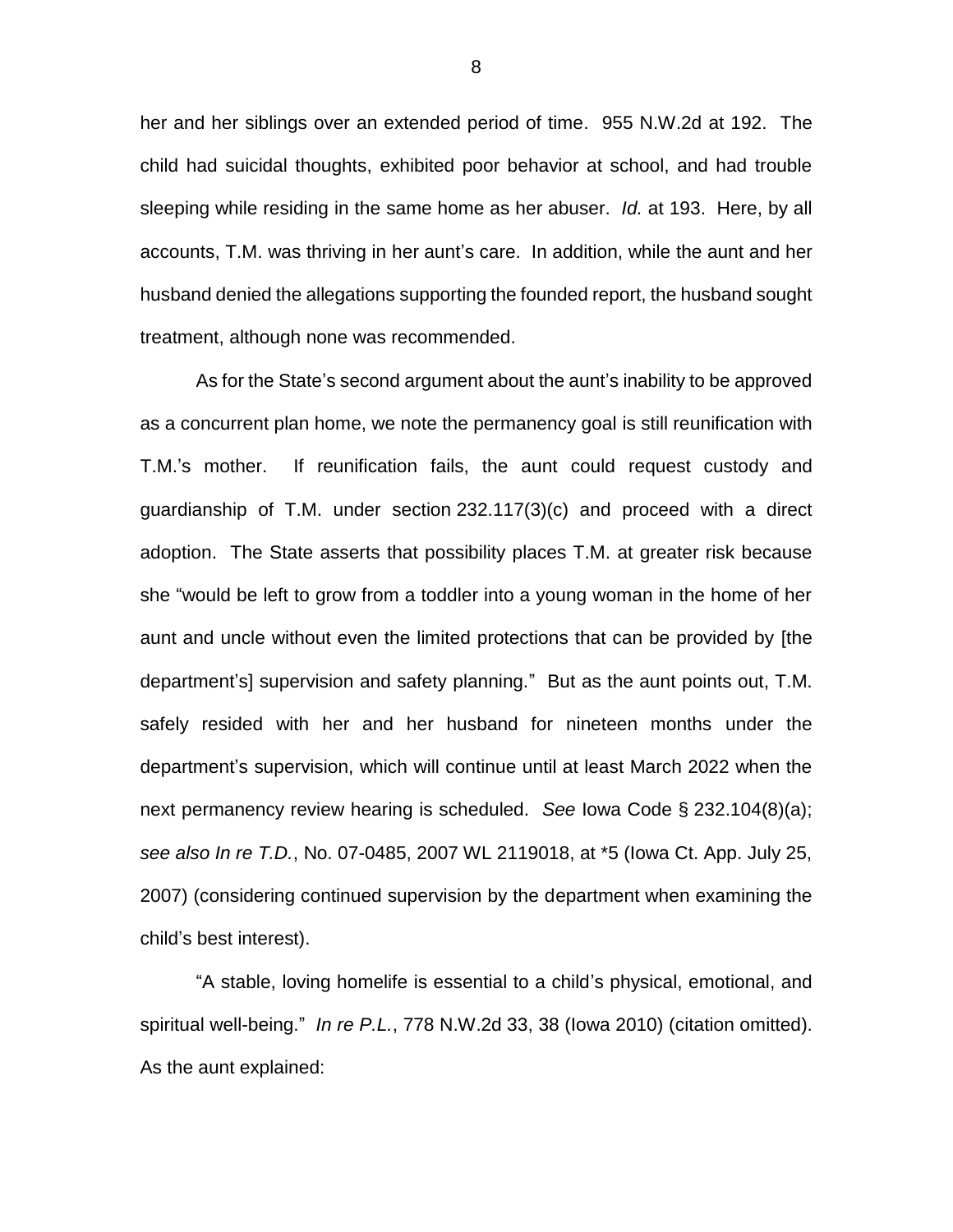her and her siblings over an extended period of time. 955 N.W.2d at 192. The child had suicidal thoughts, exhibited poor behavior at school, and had trouble sleeping while residing in the same home as her abuser. *Id.* at 193. Here, by all accounts, T.M. was thriving in her aunt's care. In addition, while the aunt and her husband denied the allegations supporting the founded report, the husband sought treatment, although none was recommended.

As for the State's second argument about the aunt's inability to be approved as a concurrent plan home, we note the permanency goal is still reunification with T.M.'s mother. If reunification fails, the aunt could request custody and guardianship of T.M. under section 232.117(3)(c) and proceed with a direct adoption. The State asserts that possibility places T.M. at greater risk because she "would be left to grow from a toddler into a young woman in the home of her aunt and uncle without even the limited protections that can be provided by [the department's] supervision and safety planning." But as the aunt points out, T.M. safely resided with her and her husband for nineteen months under the department's supervision, which will continue until at least March 2022 when the next permanency review hearing is scheduled. *See* Iowa Code § 232.104(8)(a); *see also In re T.D.*, No. 07-0485, 2007 WL 2119018, at *5 (Iowa Ct. App. July 25, 2007) (considering continued supervision by the department when examining the child's best interest).

"A stable, loving homelife is essential to a child's physical, emotional, and spiritual well-being." *In re P.L.*, 778 N.W.2d 33, 38 (Iowa 2010) (citation omitted). As the aunt explained: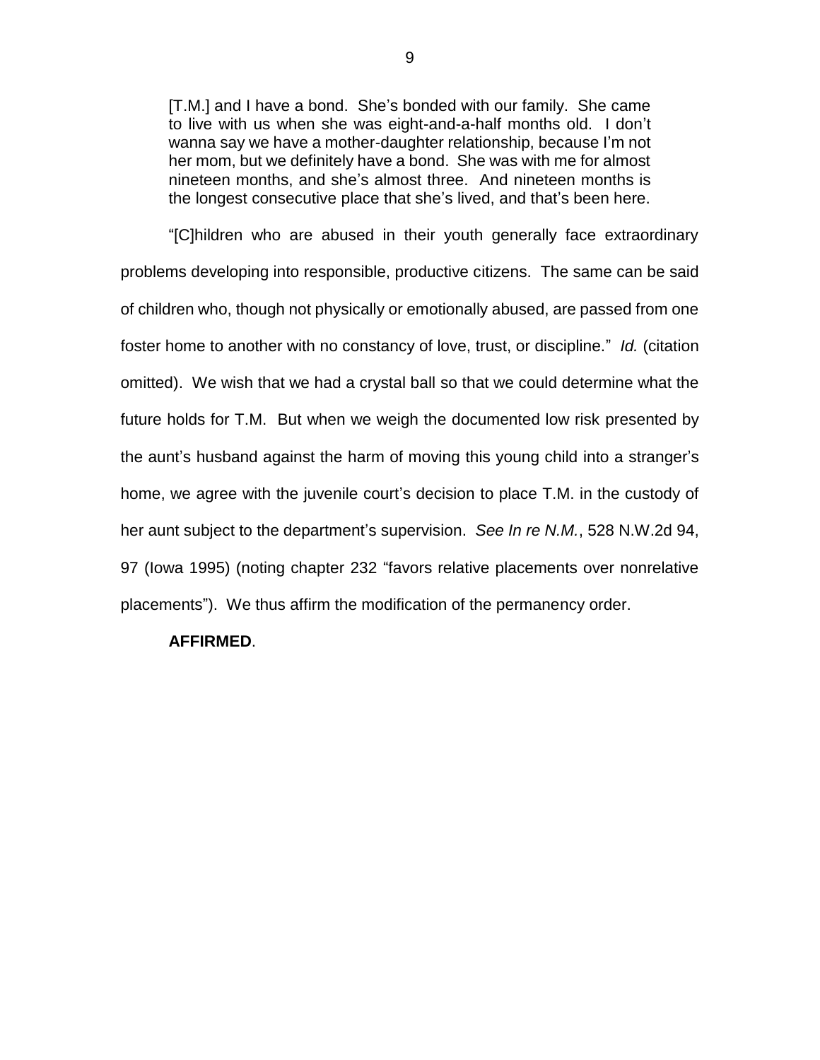> [T.M.] and I have a bond. She's bonded with our family. She came to live with us when she was eight-and-a-half months old. I don't wanna say we have a mother-daughter relationship, because I'm not her mom, but we definitely have a bond. She was with me for almost nineteen months, and she's almost three. And nineteen months is the longest consecutive place that she's lived, and that's been here.

"[C]hildren who are abused in their youth generally face extraordinary problems developing into responsible, productive citizens. The same can be said of children who, though not physically or emotionally abused, are passed from one foster home to another with no constancy of love, trust, or discipline." *Id.* (citation omitted). We wish that we had a crystal ball so that we could determine what the future holds for T.M. But when we weigh the documented low risk presented by the aunt's husband against the harm of moving this young child into a stranger's home, we agree with the juvenile court's decision to place T.M. in the custody of her aunt subject to the department's supervision. *See In re N.M.*, 528 N.W.2d 94, 97 (Iowa 1995) (noting chapter 232 "favors relative placements over nonrelative placements"). We thus affirm the modification of the permanency order.

**AFFIRMED**.